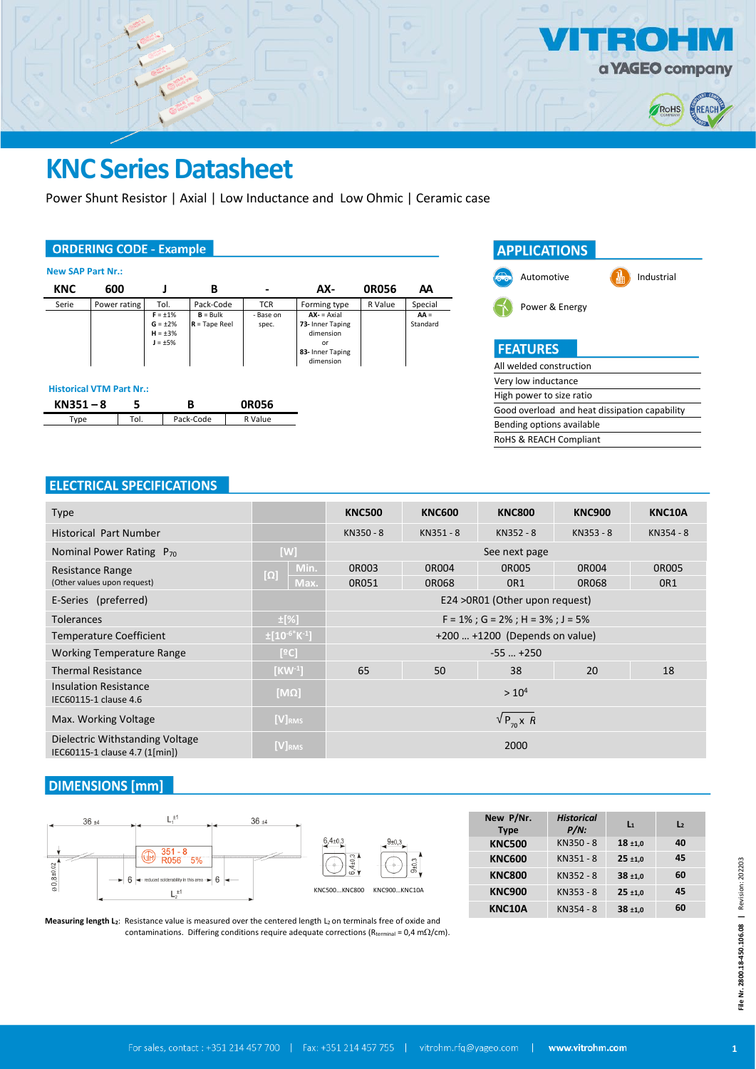# KNC Series Datasheet

Power Shunt Resistor | Axial | Low Inductance and Low Ohmic | Ceramic case

## ORDERING CODE - Example

**New SAP Part Nr.:**

| KNC | 600 | J | B | - | AX- | 0R056 | AA |
|---|---|---|---|---|---|---|---|
| Serie | Power rating | Tol. | Pack-Code | TCR | Forming type | R Value | Special |
| | | **F** = ±1%<br>**G** = ±2%<br>**H** = ±3%<br>**J** = ±5% | **B** = Bulk<br>**R** = Tape Reel | - Base on spec. | **AX-** = Axial<br>**73-** Inner Taping dimension<br>or<br>**83-** Inner Taping dimension | | **AA** = Standard |

**Historical VTM Part Nr.:**

| KN351 – 8 | 5 | B | 0R056 |
|---|---|---|---|
| Type | Tol. | Pack-Code | R Value |

## APPLICATIONS

- Automotive
- Industrial
- Power & Energy

## FEATURES

- All welded construction
- Very low inductance
- High power to size ratio
- Good overload and heat dissipation capability
- Bending options available
- RoHS & REACH Compliant

## ELECTRICAL SPECIFICATIONS

| Type | | | KNC500 | KNC600 | KNC800 | KNC900 | KNC10A |
|---|---|---|---|---|---|---|---|
| Historical Part Number | | | KN350 - 8 | KN351 - 8 | KN352 - 8 | KN353 - 8 | KN354 - 8 |
| Nominal Power Rating $P_{70}$ | [W] | | See next page | | | | |
| Resistance Range (Other values upon request) | [Ω] | Min. | 0R003 | 0R004 | 0R005 | 0R004 | 0R005 |
| | | Max. | 0R051 | 0R068 | 0R1 | 0R068 | 0R1 |
| E-Series (preferred) | | | E24 >0R01 (Other upon request) | | | | |
| Tolerances | ±[%] | | F = 1% ; G = 2% ; H = 3% ; J = 5% | | | | |
| Temperature Coefficient | $\pm[10^{-6}K^{-1}]$ | | +200 … +1200 (Depends on value) | | | | |
| Working Temperature Range | [ºC] | | -55 … +250 | | | | |
| Thermal Resistance | $[KW^{-1}]$ | | 65 | 50 | 38 | 20 | 18 |
| Insulation Resistance IEC60115-1 clause 4.6 | [MΩ] | | $> 10^4$ | | | | |
| Max. Working Voltage | $[V]_{RMS}$ | | $\sqrt{P_{70} \times R}$ | | | | |
| Dielectric Withstanding Voltage IEC60115-1 clause 4.7 (1[min]) | $[V]_{RMS}$ | | 2000 | | | | |

## DIMENSIONS [mm]

Drawing labels: 36 ±4; $L_1^{\pm1}$; 36 ±4; ø 0,8±0,02; 351 - 8 R056 5%; 6; reduced solderability in this area; 6; $L_2^{\pm1}$; 6,4±0,3; 6,4±0,3; 9±0,3; 9±0,3; KNC500…KNC800; KNC900…KNC10A

| New P/Nr. Type | Historical P/N: | $L_1$ | $L_2$ |
|---|---|---|---|
| **KNC500** | KN350 - 8 | **18** ±1,0 | **40** |
| **KNC600** | KN351 - 8 | **25** ±1,0 | **45** |
| **KNC800** | KN352 - 8 | **38** ±1,0 | **60** |
| **KNC900** | KN353 - 8 | **25** ±1,0 | **45** |
| **KNC10A** | KN354 - 8 | **38** ±1,0 | **60** |

**Measuring length $L_2$**: Resistance value is measured over the centered length $L_2$ on terminals free of oxide and contaminations. Differing conditions require adequate corrections ($R_{terminal}$ = 0,4 mΩ/cm).

File Nr. 2800.18-450.106.08 | Revision: 202203

For sales, contact : +351 214 457 700 | Fax: +351 214 457 755 | vitrohm.rfq@yageo.com | www.vitrohm.com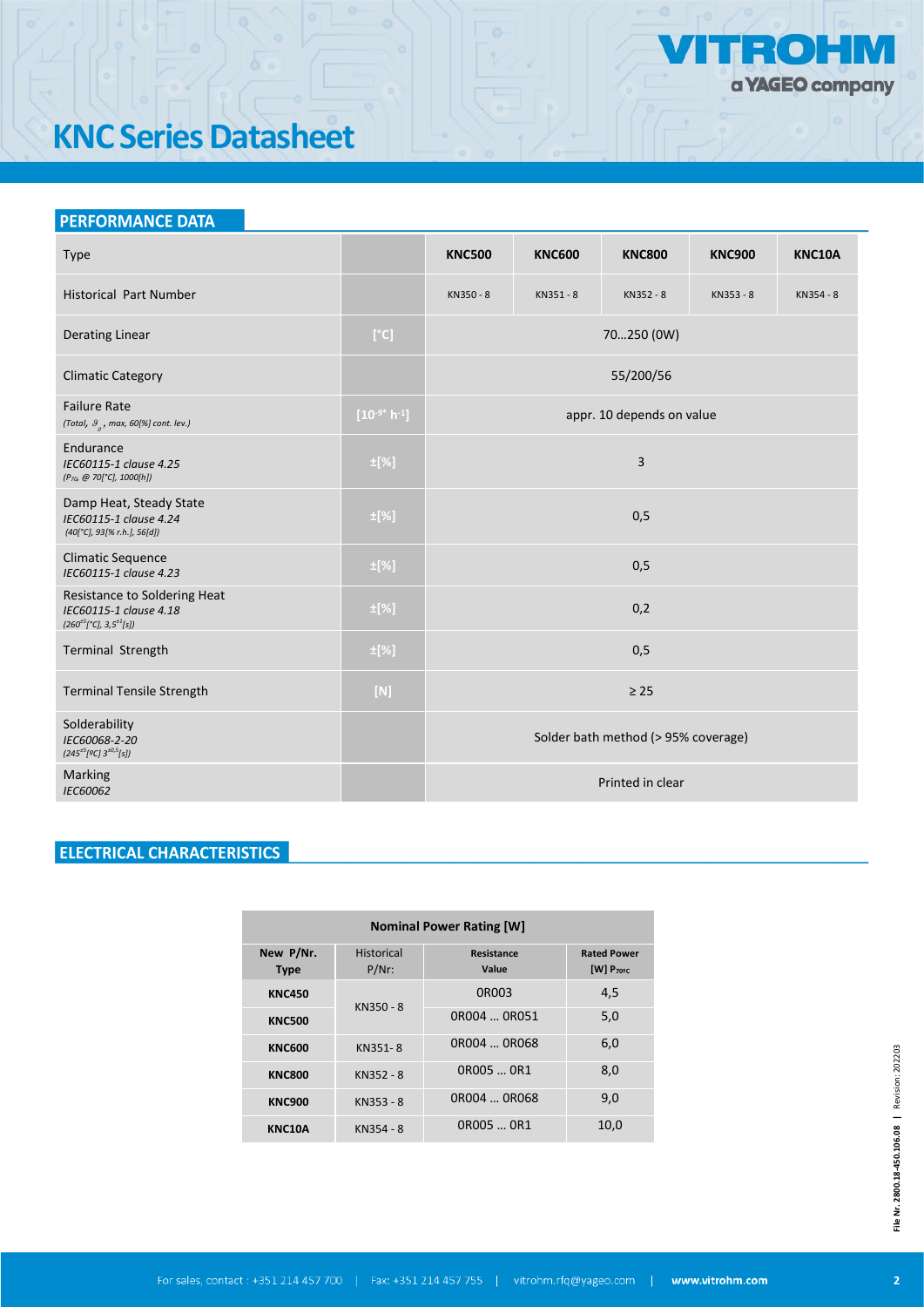# KNC Series Datasheet

## PERFORMANCE DATA

| Type | | KNC500 | KNC600 | KNC800 | KNC900 | KNC10A |
|---|---|---|---|---|---|---|
| Historical Part Number | | KN350 - 8 | KN351 - 8 | KN352 - 8 | KN353 - 8 | KN354 - 8 |
| Derating Linear | [°C] | 70…250 (0W) | | | | |
| Climatic Category | | 55/200/56 | | | | |
| Failure Rate *(Total, $\vartheta_g$, max, 60[%] cont. lev.)* | [$10^{-9*}$ $h^{-1}$] | appr. 10 depends on value | | | | |
| Endurance *IEC60115-1 clause 4.25* *($P_{70}$, @ 70[°C], 1000[h])* | ±[%] | 3 | | | | |
| Damp Heat, Steady State *IEC60115-1 clause 4.24* *(40[°C], 93[% r.h.], 56[d])* | ±[%] | 0,5 | | | | |
| Climatic Sequence *IEC60115-1 clause 4.23* | ±[%] | 0,5 | | | | |
| Resistance to Soldering Heat *IEC60115-1 clause 4.18* *($260^{±5}$[°C], $3{,}5^{±1}$[s])* | ±[%] | 0,2 | | | | |
| Terminal Strength | ±[%] | 0,5 | | | | |
| Terminal Tensile Strength | [N] | ≥ 25 | | | | |
| Solderability *IEC60068-2-20* *($245^{±5}$[ºC] $3^{±0,5}$[s])* | | Solder bath method (> 95% coverage) | | | | |
| Marking *IEC60062* | | Printed in clear | | | | |

## ELECTRICAL CHARACTERISTICS

| Nominal Power Rating [W] | | | |
|---|---|---|---|
| **New P/Nr. Type** | **Historical P/Nr:** | **Resistance Value** | **Rated Power [W] $P_{70°C}$** |
| **KNC450** | KN350 - 8 | 0R003 | 4,5 |
| **KNC500** | | 0R004 … 0R051 | 5,0 |
| **KNC600** | KN351- 8 | 0R004 … 0R068 | 6,0 |
| **KNC800** | KN352 - 8 | 0R005 … 0R1 | 8,0 |
| **KNC900** | KN353 - 8 | 0R004 … 0R068 | 9,0 |
| **KNC10A** | KN354 - 8 | 0R005 … 0R1 | 10,0 |

File Nr. 2800.18-450.106.08 | Revision: 202203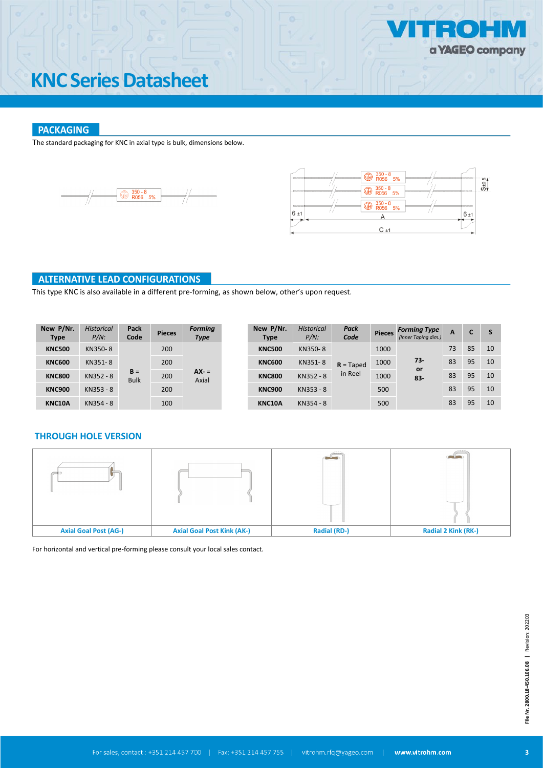## PACKAGING

The standard packaging for KNC in axial type is bulk, dimensions below.

350 - 8
R056 5%

350 - 8
R056 5%

350 - 8
R056 5%

350 - 8
R056 5%

S±0.5

6 ±1

A

6 ±1

C ±1

## ALTERNATIVE LEAD CONFIGURATIONS

This type KNC is also available in a different pre-forming, as shown below, other's upon request.

| New P/Nr. Type | *Historical P/N:* | Pack Code | Pieces | *Forming Type* |
|---|---|---|---|---|
| **KNC500** | KN350- 8 | B = Bulk | 200 | **AX-** = Axial |
| **KNC600** | KN351- 8 | | 200 | |
| **KNC800** | KN352 - 8 | | 200 | |
| **KNC900** | KN353 - 8 | | 200 | |
| **KNC10A** | KN354 - 8 | | 100 | |

| New P/Nr. Type | *Historical P/N:* | *Pack Code* | Pieces | *Forming Type* *(Inner Taping dim.)* | A | C | S |
|---|---|---|---|---|---|---|---|
| **KNC500** | KN350- 8 | **R** = Taped in Reel | 1000 | **73- or 83-** | 73 | 85 | 10 |
| **KNC600** | KN351- 8 | | 1000 | | 83 | 95 | 10 |
| **KNC800** | KN352 - 8 | | 1000 | | 83 | 95 | 10 |
| **KNC900** | KN353 - 8 | | 500 | | 83 | 95 | 10 |
| **KNC10A** | KN354 - 8 | | 500 | | 83 | 95 | 10 |

## THROUGH HOLE VERSION

| Axial Goal Post (AG-) | Axial Goal Post Kink (AK-) | Radial (RD-) | Radial 2 Kink (RK-) |
|---|---|---|---|

For horizontal and vertical pre-forming please consult your local sales contact.

File Nr. 2800.18-450.106.08 | Revision: 202203

For sales, contact : +351 214 457 700 | Fax: +351 214 457 755 | vitrohm.rfq@yageo.com | www.vitrohm.com